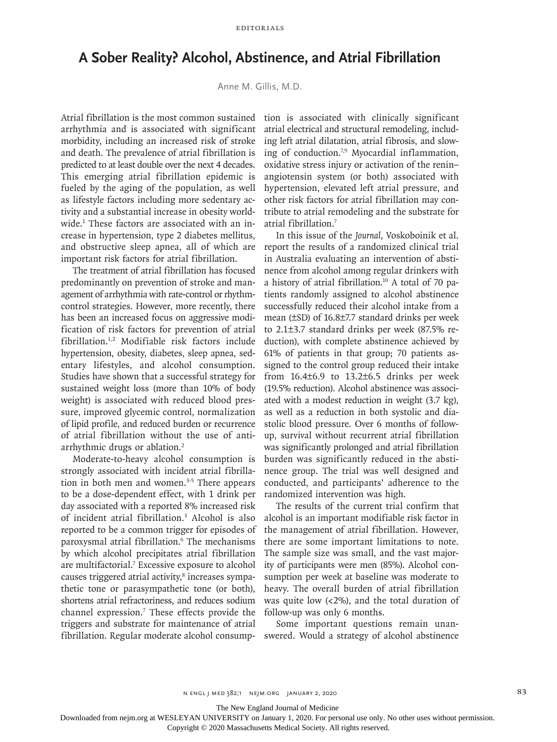# A Sober Reality? Alcohol, Abstinence, and Atrial Fibrillation

Anne M. Gillis, M.D.

Atrial fibrillation is the most common sustained arrhythmia and is associated with significant morbidity, including an increased risk of stroke and death. The prevalence of atrial fibrillation is predicted to at least double over the next 4 decades. This emerging atrial fibrillation epidemic is fueled by the aging of the population, as well as lifestyle factors including more sedentary activity and a substantial increase in obesity worldwide.[1] These factors are associated with an increase in hypertension, type 2 diabetes mellitus, and obstructive sleep apnea, all of which are important risk factors for atrial fibrillation.

The treatment of atrial fibrillation has focused predominantly on prevention of stroke and management of arrhythmia with rate-control or rhythm-control strategies. However, more recently, there has been an increased focus on aggressive modification of risk factors for prevention of atrial fibrillation.[1,2] Modifiable risk factors include hypertension, obesity, diabetes, sleep apnea, sedentary lifestyles, and alcohol consumption. Studies have shown that a successful strategy for sustained weight loss (more than 10% of body weight) is associated with reduced blood pressure, improved glycemic control, normalization of lipid profile, and reduced burden or recurrence of atrial fibrillation without the use of antiarrhythmic drugs or ablation.[2]

Moderate-to-heavy alcohol consumption is strongly associated with incident atrial fibrillation in both men and women.[3-5] There appears to be a dose-dependent effect, with 1 drink per day associated with a reported 8% increased risk of incident atrial fibrillation.[3] Alcohol is also reported to be a common trigger for episodes of paroxysmal atrial fibrillation.[6] The mechanisms by which alcohol precipitates atrial fibrillation are multifactorial.[7] Excessive exposure to alcohol causes triggered atrial activity,[8] increases sympathetic tone or parasympathetic tone (or both), shortens atrial refractoriness, and reduces sodium channel expression.[7] These effects provide the triggers and substrate for maintenance of atrial fibrillation. Regular moderate alcohol consumption is associated with clinically significant atrial electrical and structural remodeling, including left atrial dilatation, atrial fibrosis, and slowing of conduction.[7,9] Myocardial inflammation, oxidative stress injury or activation of the renin–angiotensin system (or both) associated with hypertension, elevated left atrial pressure, and other risk factors for atrial fibrillation may contribute to atrial remodeling and the substrate for atrial fibrillation.[7]

In this issue of the *Journal*, Voskoboinik et al. report the results of a randomized clinical trial in Australia evaluating an intervention of abstinence from alcohol among regular drinkers with a history of atrial fibrillation.[10] A total of 70 patients randomly assigned to alcohol abstinence successfully reduced their alcohol intake from a mean (±SD) of 16.8±7.7 standard drinks per week to 2.1±3.7 standard drinks per week (87.5% reduction), with complete abstinence achieved by 61% of patients in that group; 70 patients assigned to the control group reduced their intake from 16.4±6.9 to 13.2±6.5 drinks per week (19.5% reduction). Alcohol abstinence was associated with a modest reduction in weight (3.7 kg), as well as a reduction in both systolic and diastolic blood pressure. Over 6 months of follow-up, survival without recurrent atrial fibrillation was significantly prolonged and atrial fibrillation burden was significantly reduced in the abstinence group. The trial was well designed and conducted, and participants' adherence to the randomized intervention was high.

The results of the current trial confirm that alcohol is an important modifiable risk factor in the management of atrial fibrillation. However, there are some important limitations to note. The sample size was small, and the vast majority of participants were men (85%). Alcohol consumption per week at baseline was moderate to heavy. The overall burden of atrial fibrillation was quite low (<2%), and the total duration of follow-up was only 6 months.

Some important questions remain unanswered. Would a strategy of alcohol abstinence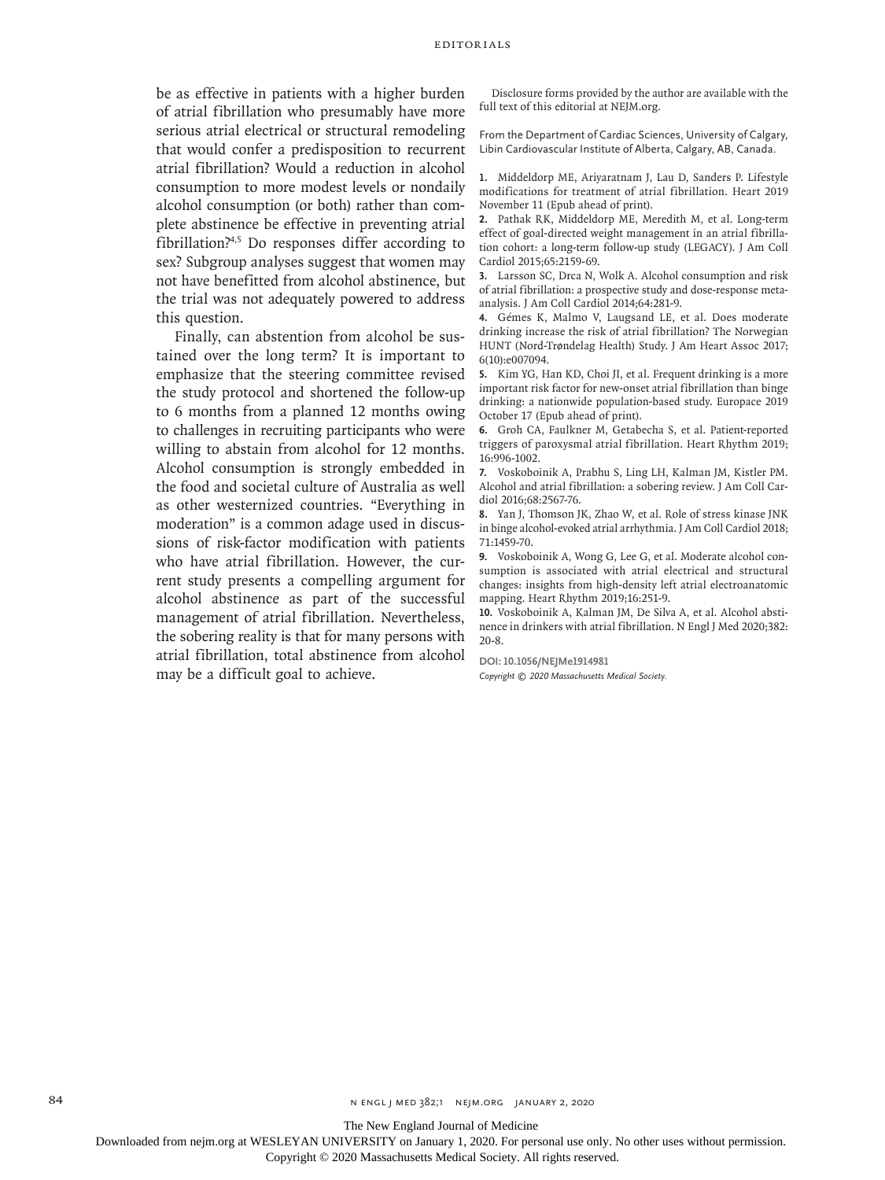be as effective in patients with a higher burden of atrial fibrillation who presumably have more serious atrial electrical or structural remodeling that would confer a predisposition to recurrent atrial fibrillation? Would a reduction in alcohol consumption to more modest levels or nondaily alcohol consumption (or both) rather than complete abstinence be effective in preventing atrial fibrillation?[4,5] Do responses differ according to sex? Subgroup analyses suggest that women may not have benefitted from alcohol abstinence, but the trial was not adequately powered to address this question.

Finally, can abstention from alcohol be sustained over the long term? It is important to emphasize that the steering committee revised the study protocol and shortened the follow-up to 6 months from a planned 12 months owing to challenges in recruiting participants who were willing to abstain from alcohol for 12 months. Alcohol consumption is strongly embedded in the food and societal culture of Australia as well as other westernized countries. "Everything in moderation" is a common adage used in discussions of risk-factor modification with patients who have atrial fibrillation. However, the current study presents a compelling argument for alcohol abstinence as part of the successful management of atrial fibrillation. Nevertheless, the sobering reality is that for many persons with atrial fibrillation, total abstinence from alcohol may be a difficult goal to achieve.

Disclosure forms provided by the author are available with the full text of this editorial at NEJM.org.

From the Department of Cardiac Sciences, University of Calgary, Libin Cardiovascular Institute of Alberta, Calgary, AB, Canada.

1. Middeldorp ME, Ariyaratnam J, Lau D, Sanders P. Lifestyle modifications for treatment of atrial fibrillation. Heart 2019 November 11 (Epub ahead of print).
2. Pathak RK, Middeldorp ME, Meredith M, et al. Long-term effect of goal-directed weight management in an atrial fibrillation cohort: a long-term follow-up study (LEGACY). J Am Coll Cardiol 2015;65:2159-69.
3. Larsson SC, Drca N, Wolk A. Alcohol consumption and risk of atrial fibrillation: a prospective study and dose-response meta-analysis. J Am Coll Cardiol 2014;64:281-9.
4. Gémes K, Malmo V, Laugsand LE, et al. Does moderate drinking increase the risk of atrial fibrillation? The Norwegian HUNT (Nord-Trøndelag Health) Study. J Am Heart Assoc 2017;6(10):e007094.
5. Kim YG, Han KD, Choi JI, et al. Frequent drinking is a more important risk factor for new-onset atrial fibrillation than binge drinking: a nationwide population-based study. Europace 2019 October 17 (Epub ahead of print).
6. Groh CA, Faulkner M, Getabecha S, et al. Patient-reported triggers of paroxysmal atrial fibrillation. Heart Rhythm 2019;16:996-1002.
7. Voskoboinik A, Prabhu S, Ling LH, Kalman JM, Kistler PM. Alcohol and atrial fibrillation: a sobering review. J Am Coll Cardiol 2016;68:2567-76.
8. Yan J, Thomson JK, Zhao W, et al. Role of stress kinase JNK in binge alcohol-evoked atrial arrhythmia. J Am Coll Cardiol 2018;71:1459-70.
9. Voskoboinik A, Wong G, Lee G, et al. Moderate alcohol consumption is associated with atrial electrical and structural changes: insights from high-density left atrial electroanatomic mapping. Heart Rhythm 2019;16:251-9.
10. Voskoboinik A, Kalman JM, De Silva A, et al. Alcohol abstinence in drinkers with atrial fibrillation. N Engl J Med 2020;382:20-8.

DOI: 10.1056/NEJMe1914981

*Copyright © 2020 Massachusetts Medical Society.*